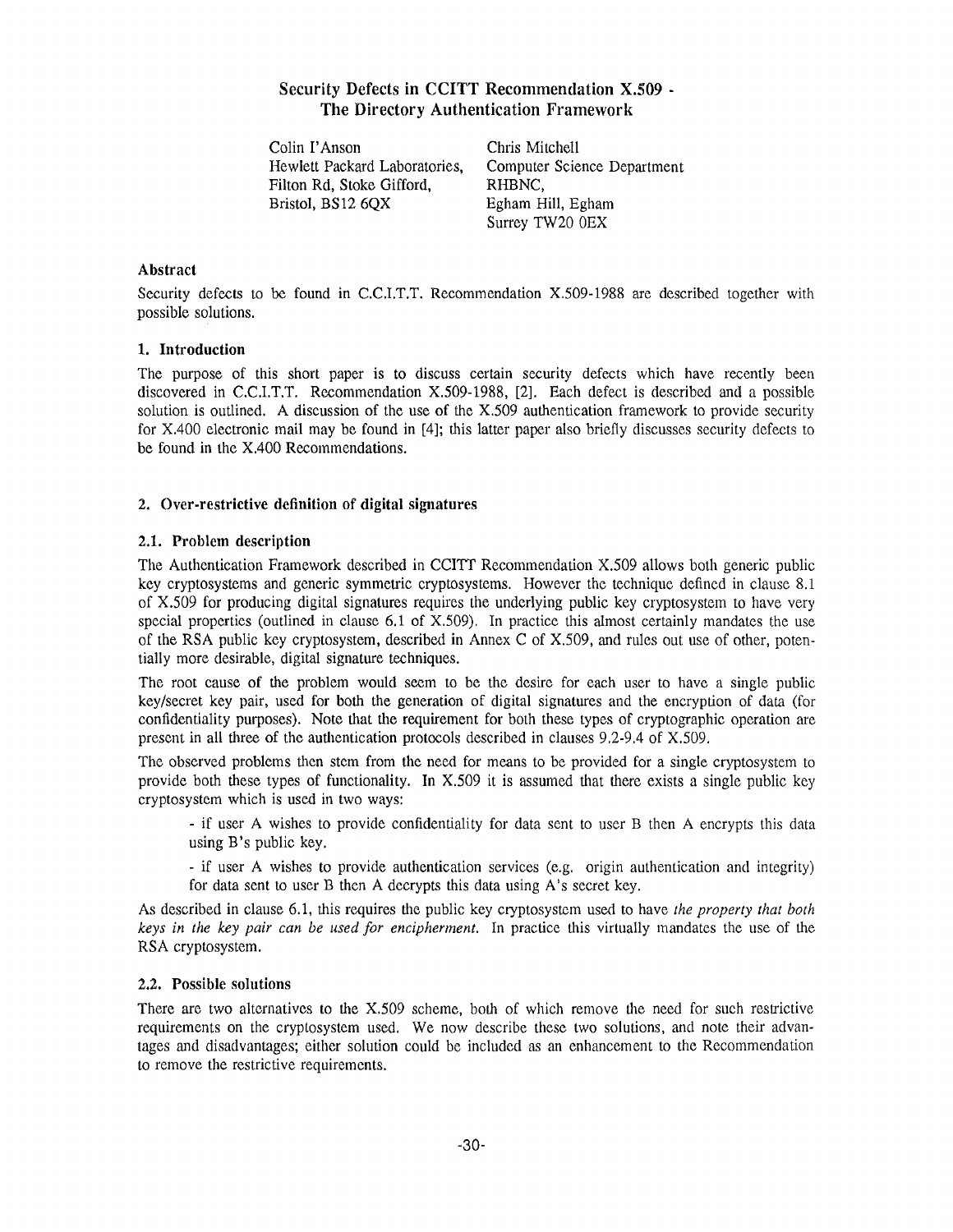# Security Defects in CCITT Recommendation X.509 - The Directory Authentication Framework

Colin I'Anson
Hewlett Packard Laboratories,
Filton Rd, Stoke Gifford,
Bristol, BS12 6QX

Chris Mitchell
Computer Science Department
RHBNC,
Egham Hill, Egham
Surrey TW20 0EX

### Abstract

Security defects to be found in C.C.I.T.T. Recommendation X.509-1988 are described together with possible solutions.

## 1. Introduction

The purpose of this short paper is to discuss certain security defects which have recently been discovered in C.C.I.T.T. Recommendation X.509-1988, [2]. Each defect is described and a possible solution is outlined. A discussion of the use of the X.509 authentication framework to provide security for X.400 electronic mail may be found in [4]; this latter paper also briefly discusses security defects to be found in the X.400 Recommendations.

## 2. Over-restrictive definition of digital signatures

### 2.1. Problem description

The Authentication Framework described in CCITT Recommendation X.509 allows both generic public key cryptosystems and generic symmetric cryptosystems. However the technique defined in clause 8.1 of X.509 for producing digital signatures requires the underlying public key cryptosystem to have very special properties (outlined in clause 6.1 of X.509). In practice this almost certainly mandates the use of the RSA public key cryptosystem, described in Annex C of X.509, and rules out use of other, potentially more desirable, digital signature techniques.

The root cause of the problem would seem to be the desire for each user to have a single public key/secret key pair, used for both the generation of digital signatures and the encryption of data (for confidentiality purposes). Note that the requirement for both these types of cryptographic operation are present in all three of the authentication protocols described in clauses 9.2-9.4 of X.509.

The observed problems then stem from the need for means to be provided for a single cryptosystem to provide both these types of functionality. In X.509 it is assumed that there exists a single public key cryptosystem which is used in two ways:

- if user A wishes to provide confidentiality for data sent to user B then A encrypts this data using B's public key.
- if user A wishes to provide authentication services (e.g. origin authentication and integrity) for data sent to user B then A decrypts this data using A's secret key.

As described in clause 6.1, this requires the public key cryptosystem used to have *the property that both keys in the key pair can be used for encipherment.* In practice this virtually mandates the use of the RSA cryptosystem.

### 2.2. Possible solutions

There are two alternatives to the X.509 scheme, both of which remove the need for such restrictive requirements on the cryptosystem used. We now describe these two solutions, and note their advantages and disadvantages; either solution could be included as an enhancement to the Recommendation to remove the restrictive requirements.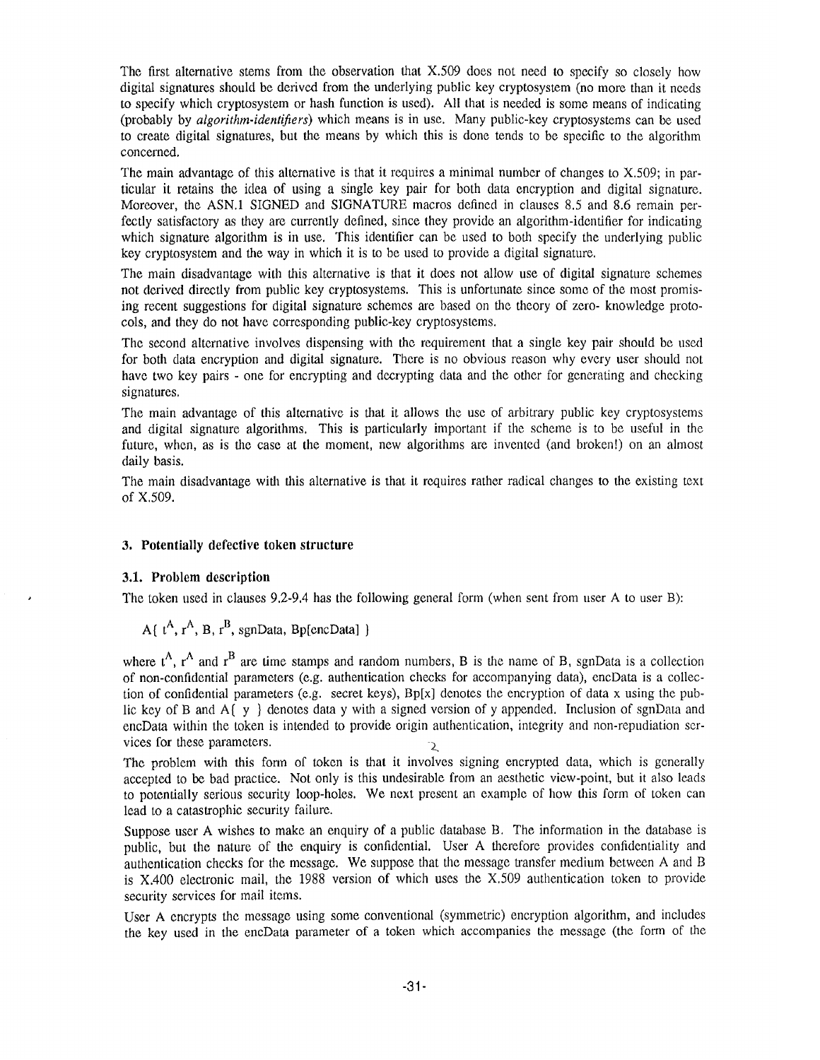The first alternative stems from the observation that X.509 does not need to specify so closely how digital signatures should be derived from the underlying public key cryptosystem (no more than it needs to specify which cryptosystem or hash function is used). All that is needed is some means of indicating (probably by *algorithm-identifiers*) which means is in use. Many public-key cryptosystems can be used to create digital signatures, but the means by which this is done tends to be specific to the algorithm concerned.

The main advantage of this alternative is that it requires a minimal number of changes to X.509; in particular it retains the idea of using a single key pair for both data encryption and digital signature. Moreover, the ASN.1 SIGNED and SIGNATURE macros defined in clauses 8.5 and 8.6 remain perfectly satisfactory as they are currently defined, since they provide an algorithm-identifier for indicating which signature algorithm is in use. This identifier can be used to both specify the underlying public key cryptosystem and the way in which it is to be used to provide a digital signature.

The main disadvantage with this alternative is that it does not allow use of digital signature schemes not derived directly from public key cryptosystems. This is unfortunate since some of the most promising recent suggestions for digital signature schemes are based on the theory of zero- knowledge protocols, and they do not have corresponding public-key cryptosystems.

The second alternative involves dispensing with the requirement that a single key pair should be used for both data encryption and digital signature. There is no obvious reason why every user should not have two key pairs - one for encrypting and decrypting data and the other for generating and checking signatures.

The main advantage of this alternative is that it allows the use of arbitrary public key cryptosystems and digital signature algorithms. This is particularly important if the scheme is to be useful in the future, when, as is the case at the moment, new algorithms are invented (and broken!) on an almost daily basis.

The main disadvantage with this alternative is that it requires rather radical changes to the existing text of X.509.

## 3. Potentially defective token structure

### 3.1. Problem description

The token used in clauses 9.2-9.4 has the following general form (when sent from user A to user B):

$$A\{\ t^A, r^A, B, r^B, \text{sgnData}, \text{Bp[encData]}\ \}$$

where $t^A$, $r^A$ and $r^B$ are time stamps and random numbers, B is the name of B, sgnData is a collection of non-confidential parameters (e.g. authentication checks for accompanying data), encData is a collection of confidential parameters (e.g. secret keys), Bp[x] denotes the encryption of data x using the public key of B and A{ y } denotes data y with a signed version of y appended. Inclusion of sgnData and encData within the token is intended to provide origin authentication, integrity and non-repudiation services for these parameters.

The problem with this form of token is that it involves signing encrypted data, which is generally accepted to be bad practice. Not only is this undesirable from an aesthetic view-point, but it also leads to potentially serious security loop-holes. We next present an example of how this form of token can lead to a catastrophic security failure.

Suppose user A wishes to make an enquiry of a public database B. The information in the database is public, but the nature of the enquiry is confidential. User A therefore provides confidentiality and authentication checks for the message. We suppose that the message transfer medium between A and B is X.400 electronic mail, the 1988 version of which uses the X.509 authentication token to provide security services for mail items.

User A encrypts the message using some conventional (symmetric) encryption algorithm, and includes the key used in the encData parameter of a token which accompanies the message (the form of the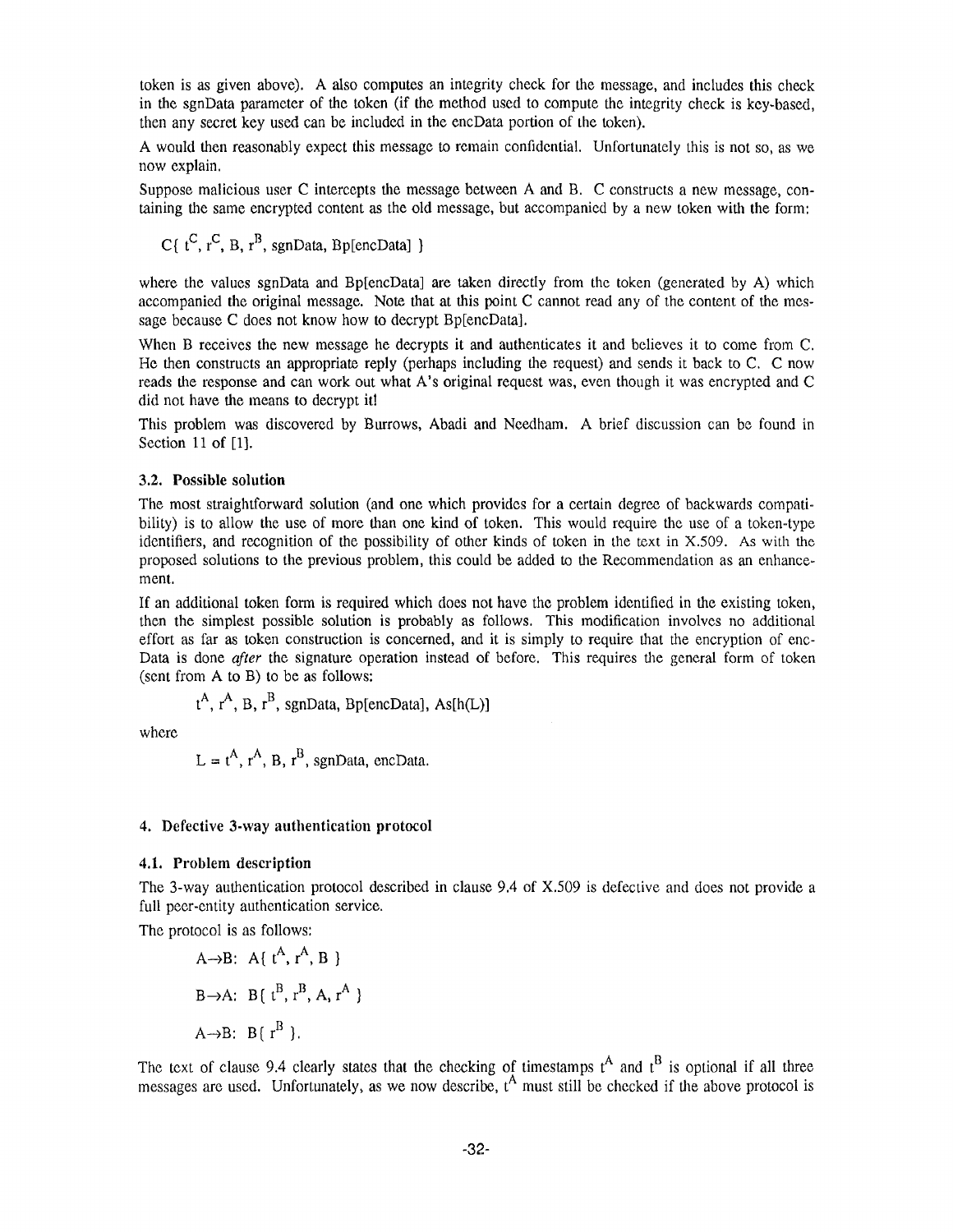token is as given above). A also computes an integrity check for the message, and includes this check in the sgnData parameter of the token (if the method used to compute the integrity check is key-based, then any secret key used can be included in the encData portion of the token).

A would then reasonably expect this message to remain confidential. Unfortunately this is not so, as we now explain.

Suppose malicious user C intercepts the message between A and B. C constructs a new message, containing the same encrypted content as the old message, but accompanied by a new token with the form:

$$C\{ t^C, r^C, B, r^B, \text{sgnData}, Bp[\text{encData}] \}$$

where the values sgnData and Bp[encData] are taken directly from the token (generated by A) which accompanied the original message. Note that at this point C cannot read any of the content of the message because C does not know how to decrypt Bp[encData].

When B receives the new message he decrypts it and authenticates it and believes it to come from C. He then constructs an appropriate reply (perhaps including the request) and sends it back to C. C now reads the response and can work out what A's original request was, even though it was encrypted and C did not have the means to decrypt it!

This problem was discovered by Burrows, Abadi and Needham. A brief discussion can be found in Section 11 of [1].

### 3.2. Possible solution

The most straightforward solution (and one which provides for a certain degree of backwards compatibility) is to allow the use of more than one kind of token. This would require the use of a token-type identifiers, and recognition of the possibility of other kinds of token in the text in X.509. As with the proposed solutions to the previous problem, this could be added to the Recommendation as an enhancement.

If an additional token form is required which does not have the problem identified in the existing token, then the simplest possible solution is probably as follows. This modification involves no additional effort as far as token construction is concerned, and it is simply to require that the encryption of encData is done *after* the signature operation instead of before. This requires the general form of token (sent from A to B) to be as follows:

$$t^A, r^A, B, r^B, \text{sgnData}, Bp[\text{encData}], As[h(L)]$$

where

$$L = t^A, r^A, B, r^B, \text{sgnData}, \text{encData}.$$

## 4. Defective 3-way authentication protocol

### 4.1. Problem description

The 3-way authentication protocol described in clause 9.4 of X.509 is defective and does not provide a full peer-entity authentication service.

The protocol is as follows:

$$A \rightarrow B: \; A\{ t^A, r^A, B \}$$

$$B \rightarrow A: \; B\{ t^B, r^B, A, r^A \}$$

$$A \rightarrow B: \; B\{ r^B \}.$$

The text of clause 9.4 clearly states that the checking of timestamps $t^A$ and $t^B$ is optional if all three messages are used. Unfortunately, as we now describe, $t^A$ must still be checked if the above protocol is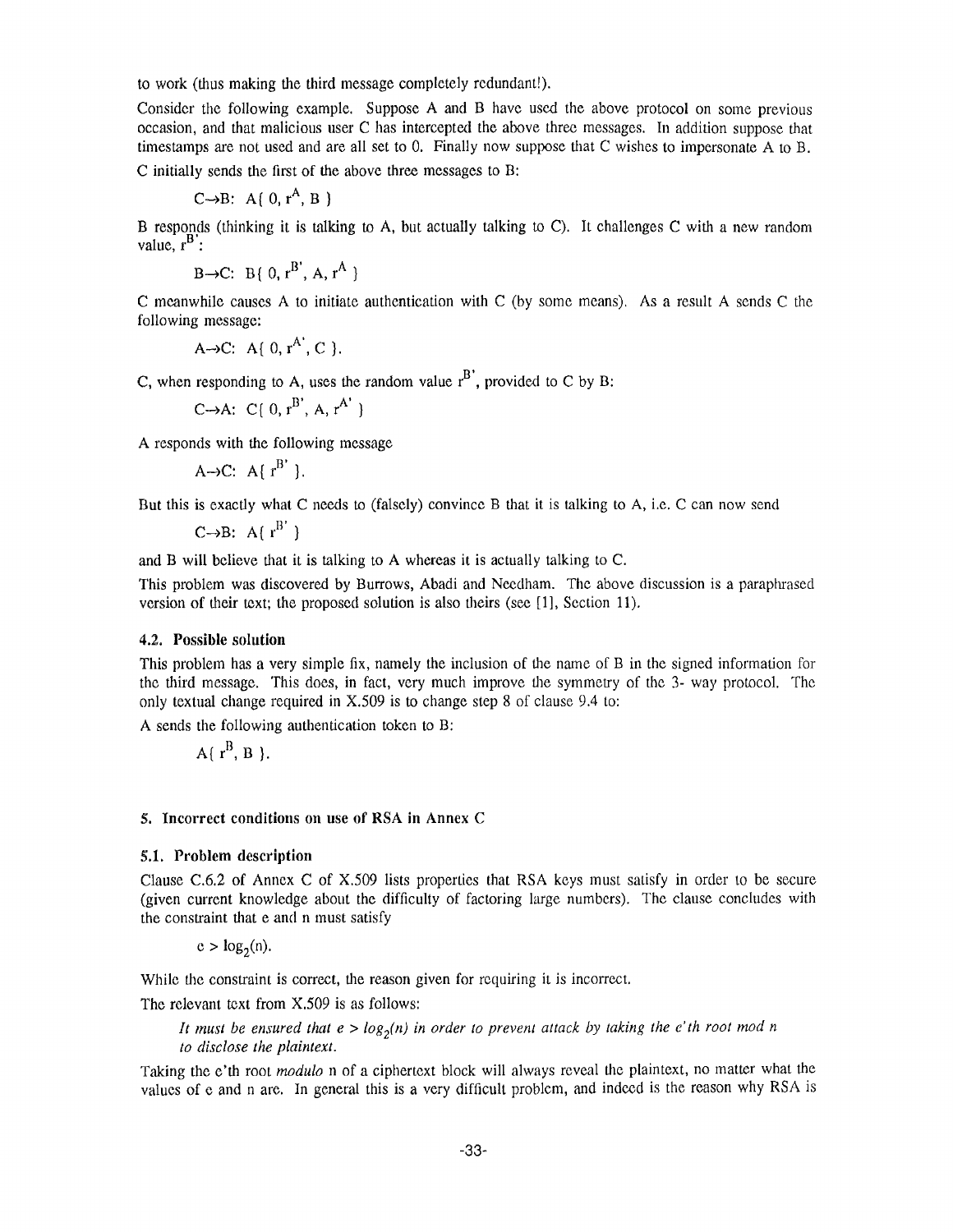to work (thus making the third message completely redundant!).

Consider the following example. Suppose A and B have used the above protocol on some previous occasion, and that malicious user C has intercepted the above three messages. In addition suppose that timestamps are not used and are all set to 0. Finally now suppose that C wishes to impersonate A to B.

C initially sends the first of the above three messages to B:

$$C \rightarrow B: \ A\{ 0, r^A, B \}$$

B responds (thinking it is talking to A, but actually talking to C). It challenges C with a new random value, $r^{B'}$:

$$B \rightarrow C: \ B\{ 0, r^{B'}, A, r^A \}$$

C meanwhile causes A to initiate authentication with C (by some means). As a result A sends C the following message:

$$A \rightarrow C: \ A\{ 0, r^{A'}, C \}.$$

C, when responding to A, uses the random value $r^{B'}$, provided to C by B:

$$C \rightarrow A: \ C\{ 0, r^{B'}, A, r^{A'} \}$$

A responds with the following message

$$A \rightarrow C: \ A\{ r^{B'} \}.$$

But this is exactly what C needs to (falsely) convince B that it is talking to A, i.e. C can now send

$$C \rightarrow B: \ A\{ r^{B'} \}$$

and B will believe that it is talking to A whereas it is actually talking to C.

This problem was discovered by Burrows, Abadi and Needham. The above discussion is a paraphrased version of their text; the proposed solution is also theirs (see [1], Section 11).

### 4.2. Possible solution

This problem has a very simple fix, namely the inclusion of the name of B in the signed information for the third message. This does, in fact, very much improve the symmetry of the 3- way protocol. The only textual change required in X.509 is to change step 8 of clause 9.4 to:

A sends the following authentication token to B:

$$A\{ r^B, B \}.$$

## 5. Incorrect conditions on use of RSA in Annex C

### 5.1. Problem description

Clause C.6.2 of Annex C of X.509 lists properties that RSA keys must satisfy in order to be secure (given current knowledge about the difficulty of factoring large numbers). The clause concludes with the constraint that e and n must satisfy

$$e > \log_2(n).$$

While the constraint is correct, the reason given for requiring it is incorrect.

The relevant text from X.509 is as follows:

> *It must be ensured that $e > \log_2(n)$ in order to prevent attack by taking the e'th root mod n to disclose the plaintext.*

Taking the e'th root *modulo* n of a ciphertext block will always reveal the plaintext, no matter what the values of e and n are. In general this is a very difficult problem, and indeed is the reason why RSA is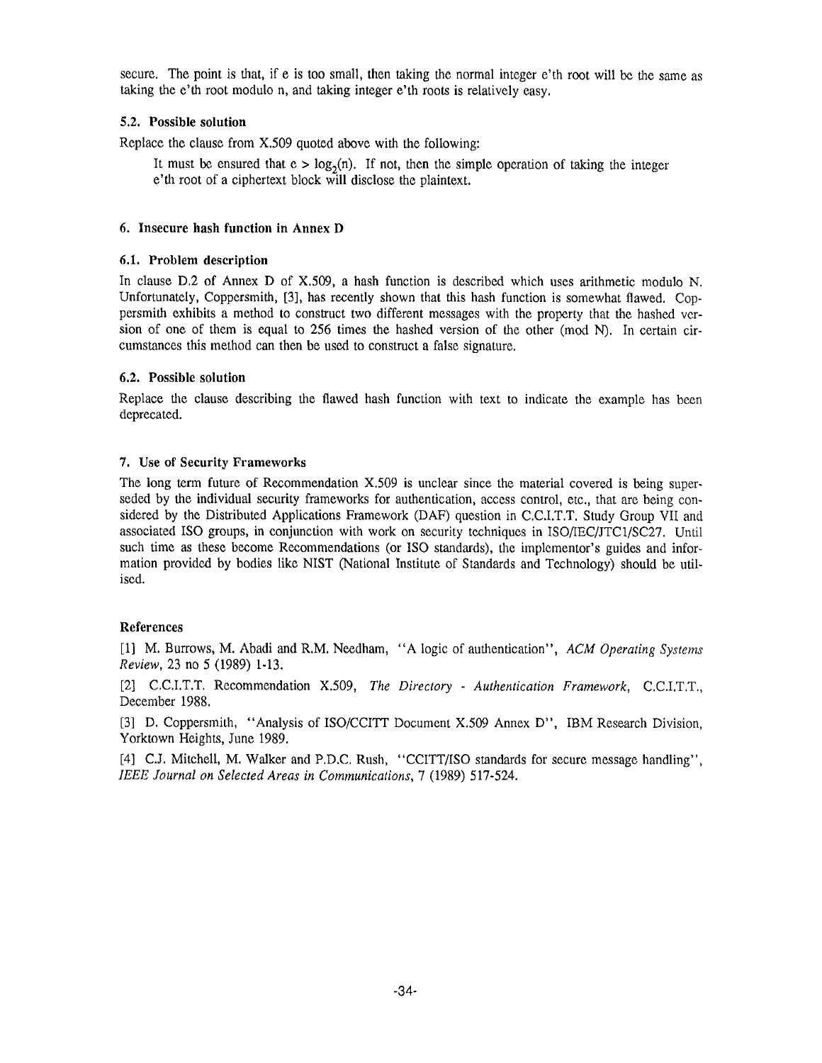secure. The point is that, if e is too small, then taking the normal integer e'th root will be the same as taking the e'th root modulo n, and taking integer e'th roots is relatively easy.

### 5.2. Possible solution

Replace the clause from X.509 quoted above with the following:

> It must be ensured that $e > \log_2(n)$. If not, then the simple operation of taking the integer e'th root of a ciphertext block will disclose the plaintext.

## 6. Insecure hash function in Annex D

### 6.1. Problem description

In clause D.2 of Annex D of X.509, a hash function is described which uses arithmetic modulo N. Unfortunately, Coppersmith, [3], has recently shown that this hash function is somewhat flawed. Coppersmith exhibits a method to construct two different messages with the property that the hashed version of one of them is equal to 256 times the hashed version of the other (mod N). In certain circumstances this method can then be used to construct a false signature.

### 6.2. Possible solution

Replace the clause describing the flawed hash function with text to indicate the example has been deprecated.

## 7. Use of Security Frameworks

The long term future of Recommendation X.509 is unclear since the material covered is being superseded by the individual security frameworks for authentication, access control, etc., that are being considered by the Distributed Applications Framework (DAF) question in C.C.I.T.T. Study Group VII and associated ISO groups, in conjunction with work on security techniques in ISO/IEC/JTC1/SC27. Until such time as these become Recommendations (or ISO standards), the implementor's guides and information provided by bodies like NIST (National Institute of Standards and Technology) should be utilised.

## References

[1] M. Burrows, M. Abadi and R.M. Needham, "A logic of authentication", *ACM Operating Systems Review*, 23 no 5 (1989) 1-13.

[2] C.C.I.T.T. Recommendation X.509, *The Directory - Authentication Framework*, C.C.I.T.T., December 1988.

[3] D. Coppersmith, "Analysis of ISO/CCITT Document X.509 Annex D", IBM Research Division, Yorktown Heights, June 1989.

[4] C.J. Mitchell, M. Walker and P.D.C. Rush, "CCITT/ISO standards for secure message handling", *IEEE Journal on Selected Areas in Communications*, 7 (1989) 517-524.